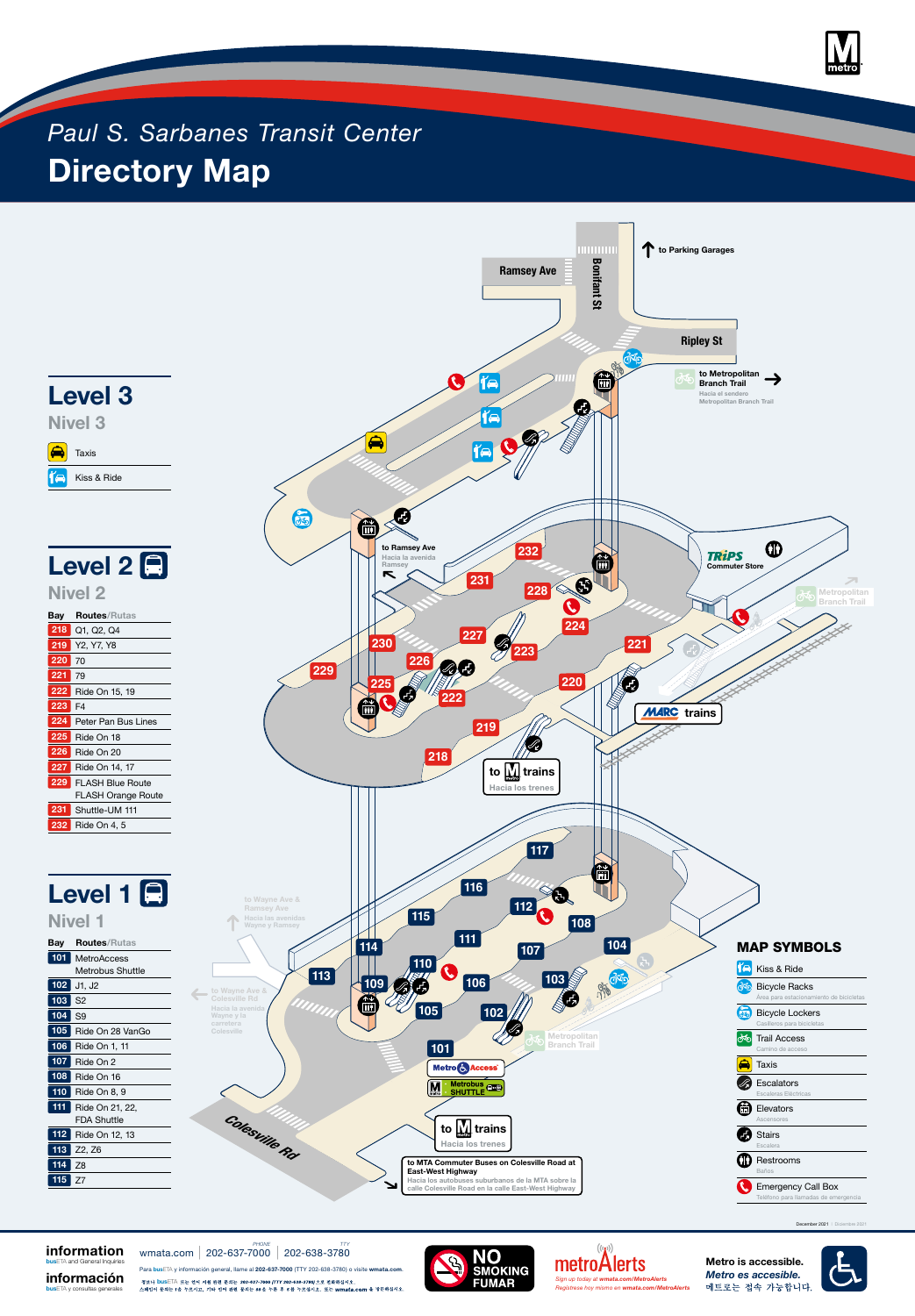# Paul S. Sarbanes Transit Center

# Directory Map

## Level 3

Nivel 3

- Taxis
- Kiss & Ride

## Level 2

Nivel 2

| Bay | Routes/Rutas |
|---|---|
| 218 | Q1, Q2, Q4 |
| 219 | Y2, Y7, Y8 |
| 220 | 70 |
| 221 | 79 |
| 222 | Ride On 15, 19 |
| 223 | F4 |
| 224 | Peter Pan Bus Lines |
| 225 | Ride On 18 |
| 226 | Ride On 20 |
| 227 | Ride On 14, 17 |
| 229 | FLASH Blue Route<br>FLASH Orange Route |
| 231 | Shuttle-UM 111 |
| 232 | Ride On 4, 5 |

## Level 1

Nivel 1

| Bay | Routes/Rutas |
|---|---|
| 101 | MetroAccess<br>Metrobus Shuttle |
| 102 | J1, J2 |
| 103 | S2 |
| 104 | S9 |
| 105 | Ride On 28 VanGo |
| 106 | Ride On 1, 11 |
| 107 | Ride On 2 |
| 108 | Ride On 16 |
| 110 | Ride On 8, 9 |
| 111 | Ride On 21, 22, FDA Shuttle |
| 112 | Ride On 12, 13 |
| 113 | Z2, Z6 |
| 114 | Z8 |
| 115 | Z7 |

Ramsey Ave

Bonifant St

to Parking Garages

Ripley St

to Metropolitan Branch Trail
Hacia el sendero Metropolitan Branch Trail

to Ramsey Ave
Hacia la avenida Ramsey

TRiPS Commuter Store

Metropolitan Branch Trail

MARC trains

to Metro trains
Hacia los trenes

to Wayne Ave & Ramsey Ave
Hacia las avenidas Wayne y Ramsey

to Wayne Ave & Colesville Rd
Hacia la avenida Wayne y la carretera Colesville

Colesville Rd

MetroAccess

Metrobus SHUTTLE

to Metro trains
Hacia los trenes

to MTA Commuter Buses on Colesville Road at East-West Highway
Hacia los autobuses suburbanos de la MTA sobre la calle Colesville Road en la calle East-West Highway

## MAP SYMBOLS

- Kiss & Ride
- Bicycle Racks — Área para estacionamiento de bicicletas
- Bicycle Lockers — Casilleros para bicicletas
- Trail Access — Camino de acceso
- Taxis
- Escalators — Escaleras Eléctricas
- Elevators — Ascensores
- Stairs — Escalera
- Restrooms — Baños
- Emergency Call Box — Teléfono para llamadas de emergencia

December 2021 | Diciembre 2021

**information** busETA and General Inquiries

**información** busETA y consultas generales

wmata.com | PHONE 202-637-7000 | TTY 202-638-3780

Para busETA y información general, llame al 202-637-7000 (TTY 202-638-3780) o visite wmata.com.

NO SMOKING FUMAR

metroAlerts
Sign up today at wmata.com/MetroAlerts
Regístrese hoy mismo en wmata.com/MetroAlerts

Metro is accessible.
Metro es accesible.
메트로는 접속 가능합니다.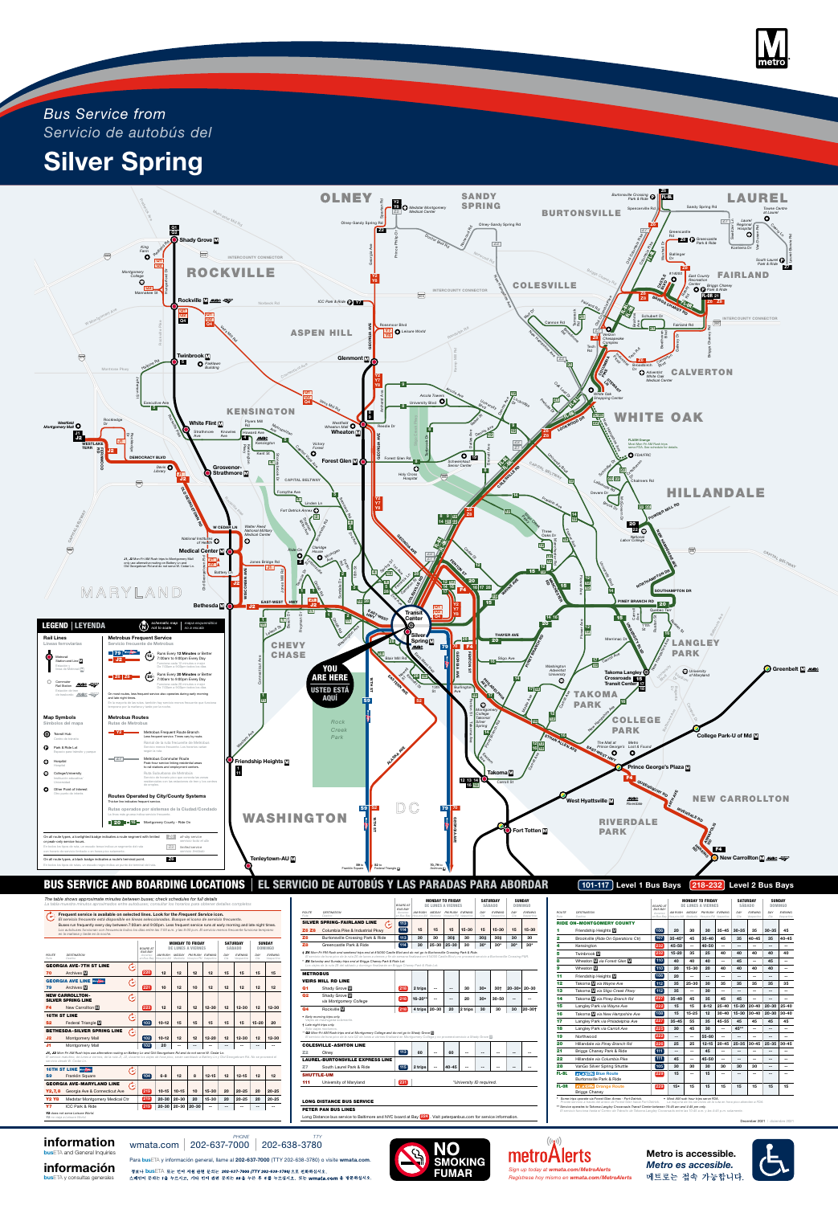# Bus Service from
*Servicio de autobús del*

# Silver Spring

## LEGEND | LEYENDA

Schematic map, not to scale / mapa esquemático no a escala

**Rail Lines** / Líneas ferroviarias
- Metrorail Station and Line / Estación y línea de Metrorail
- Commuter Rail Station / Estación de tren de cercanías

**Map Symbols** / Símbolos del mapa
- Transit Hub / Centro de tránsito
- Park & Ride Lot / Estacionamiento y viajar
- Hospital / Hospital
- College/University / Institución educativa/Universidad
- Other Point of Interest / Otro punto de interés

**Metrobus Frequent Service** / Servicio frecuente de Metrobus
- Runs Every 12 Minutes or Better 7:00am to 9:00pm Every Day
- Runs Every 20 Minutes or Better 7:00am to 9:00pm Every Day

On most routes, less frequent service also operates during early morning and late night hours.

**Metrobus Routes** / Rutas de Metrobus
- Metrobus Frequent Route Branch — Less frequent service. Times vary by route.
- Metrobus Commuter Route — Peak-hour service linking residential areas to rail stations and employment centers.

**Routes Operated by City/County Systems** / Rutas operadas por sistemas de la Ciudad/Condado
- Montgomery County - Ride On

On all route types, a lowlighted badge indicates a route segment with limited or peak-only service hours.

All-day service / Limited service

On all route types, a black badge indicates a route's terminal point.

J1, J2 Mon-Fri AM Rush trips to Montgomery Mall only use alternative routing on Battery Ln and Old Georgetown Rd and do not serve W. Cedar Ln.

YOU ARE HERE / USTED ESTÁ AQUÍ

## BUS SERVICE AND BOARDING LOCATIONS | EL SERVICIO DE AUTOBÚS Y LAS PARADAS PARA ABORDAR

101-117 Level 1 Bus Bays | 218-232 Level 2 Bus Bays

*The table shows approximate minutes between buses; check schedules for full details*
*La tabla muestra minutos aproximados entre autobuses; consultar los horarios para obtener detalles completos*

**Frequent service is available on selected lines. Look for the Frequent Service icon.**
Buses run frequently every day between 7:00am and 9:00pm. Less frequent service runs at early morning and late night times.

| Route | Destination | Boarding at Bus Bay | Mon–Fri AM Rush | Midday | PM Rush | Evening | Saturday Day | Saturday Evening | Sunday Day | Sunday Evening |
|---|---|---|---|---|---|---|---|---|---|---|
| **GEORGIA AVE-7TH ST LINE** | | | | | | | | | | |
| 70 | Archives | 220 | 12 | 12 | 12 | 12 | 15 | 15 | 15 | 15 |
| **GEORGIA AVE LINE** | | | | | | | | | | |
| 79 | Archives | 221 | 10 | 12 | 10 | 12 | 12 | 12 | 12 | 12 |
| **NEW CARROLLTON-SILVER SPRING LINE** | | | | | | | | | | |
| F4 | New Carrollton | 223 | 12 | 12 | 12 | 12-30 | 12 | 12-30 | 12 | 12-30 |
| **16TH ST LINE** | | | | | | | | | | |
| S2 | Federal Triangle | 105 | 10-12 | 15 | 15 | 15 | 15 | 15 | 15-20 | 20 |
| **BETHESDA-SILVER SPRING LINE** | | | | | | | | | | |
| J2 | Montgomery Mall | 102 | 10-12 | 12 | 12 | 12-30 | 12 | 12-30 | 12 | 12-30 |
| J1 | Montgomery Mall | 102 | 30 | -- | 30 | -- | -- | -- | -- | -- |
| **16TH ST LINE** | | | | | | | | | | |
| S9 | Franklin Square | 104 | 8-8 | 12 | 8 | 12-15 | 12 | 12-15 | 12 | 12 |
| **GEORGIA AVE-MARYLAND LINE** | | | | | | | | | | |
| Y2, Y8 | Georgia Ave & Connecticut Ave | 219 | 10-15 | 10-15 | 10 | 15-30 | 20 | 20-25 | 20 | 20-25 |
| Y2 Y8 | Medstar Montgomery Medical Ctr | 219 | 20-30 | 20-30 | 20 | 15-30 | 20 | 20-25 | 20 | 20-25 |
| Y7 | ICC Park & Ride | 219 | 20-30 | 20-30 | 20-30 | -- | -- | -- | -- | -- |

J1, J2 Mon-Fri AM Rush trips use alternative routing on Battery Ln and Old Georgetown Rd and do not serve W. Cedar Ln.

Y8 does not serve Leisure World.

| Route | Destination | Boarding at Bus Bay | Mon–Fri AM Rush | Midday | PM Rush | Evening | Saturday Day | Saturday Evening | Sunday Day | Sunday Evening |
|---|---|---|---|---|---|---|---|---|---|---|
| **SILVER SPRING-FAIRLAND LINE** | | | | | | | | | | |
| Z6 Z8 | Columbia Pike & Industrial Pkwy | 114 | 15 | 15 | 15 | 15-30 | 15 | 15-30 | 15 | 15-30 |
| Z6 | Burtonsville Crossing Park & Ride | 114 | 30 | 30 | 30‡ | 30 | 30‡ | 30‡ | 30 | 30 |
| Z8 | Greencastle Park & Ride | 114 | 30 | 25-30 | 25-30 | 30 | 30* | 30* | 30* | 30* |
| **METROBUS** | | | | | | | | | | |
| **VEIRS MILL RD LINE** | | | | | | | | | | |
| Q1 | Shady Grove | 218 | 2 trips | -- | -- | 30 | 30† | 30† | 20-30† | 20-30 |
| Q2 | Shady Grove via Montgomery College | 218 | 15-20** | -- | -- | 20 | 30† | 20-30 | -- | -- |
| Q4 | Rockville | 218 | 4 trips | 20-30 | 20 | 2 trips | 30 | 30 | 30 | 20-30† |
| **COLESVILLE-ASHTON LINE** | | | | | | | | | | |
| Z2 | Olney | 112 | 60 | -- | 60 | -- | -- | -- | -- | -- |
| **LAUREL-BURTONSVILLE EXPRESS LINE** | | | | | | | | | | |
| Z7 | South Laurel Park & Ride | 115 | 2 trips | -- | 40-45 | -- | -- | -- | -- | -- |
| **SHUTTLE-UM** | | | | | | | | | | |
| 111 | University of Maryland | 231 | *University ID required. | | | | | | | |

‡ Z6 Mon-Fri PM Rush and weekend trips end at FAC600 Castle Blvd and do not go to Burtonsville Crossing Park & Ride.

\* Z8 Saturday and Sunday trips end at Briggs Chaney Park & Ride Lot.

• Early morning trips only

† Late night trips only

** Q2 Mon-Fri AM Rush trips end at Montgomery College and do not go to Shady Grove.

**LONG DISTANCE BUS SERVICE**

**PETER PAN BUS LINES**

Long Distance bus service to Baltimore and NYC board at Bay 232. Visit peterpanbus.com for service information.

| Route | Destination | Boarding at Bus Bay | Mon–Fri AM Rush | Midday | PM Rush | Evening | Saturday Day | Saturday Evening | Sunday Day | Sunday Evening |
|---|---|---|---|---|---|---|---|---|---|---|
| **RIDE ON-MONTGOMERY COUNTY** | | | | | | | | | | |
| 1 | Friendship Heights | 108 | 20 | 30 | 30 | 35-45 | 30-35 | 35 | 30-35 | 45 |
| 2 | Brookville (Ride On Operations Ctr) | 107 | 35-40* | 45 | 35-40 | 45 | 35 | 40-45 | 35 | 40-45 |
| 4 | Kensington | 230 | 45-50 | -- | 40-50 | -- | -- | -- | -- | -- |
| 5 | Twinbrook | 229 | 15-20 | 35 | 35 | 40 | 40 | 40 | 40 | 40 |
| 8 | Wheaton via Forest Glen | 110 | 40 | 40 | 40 | -- | 45 | -- | 45 | -- |
| 9 | Wheaton | 110 | 20 | 15-30 | 20 | 40 | 40 | 40 | 40 | 40 |
| 11 | Friendship Heights | 106 | 20 | -- | 25 | -- | -- | -- | -- | -- |
| 12 | Takoma via Wayne Ave | 113 | 25 | 25-30 | 30 | 35 | 35 | 35 | 35 | 35 |
| 13 | Takoma via Sligo Creek Pkwy | 113 | 35 | -- | 35 | -- | -- | -- | -- | -- |
| 14 | Takoma via Piney Branch Rd | 227 | 15 | 45 | 35 | 45 | 45 | -- | 45 | -- |
| 15 | Langley Park via Wayne Ave | 226 | 15 | 15 | 8-12 | 25-40 | 15-20 | 20-40 | 20-30 | 25-40 |
| 16 | Takoma via New Hampshire Ave | 103 | 15 | 15-25 | 12 | 30-40 | 15-30 | 20-40 | 20-30 | 30-40 |
| 17 | Langley Park via Philadelphia Ave | 227 | 35-45 | 55 | 35 | 45-55 | 45 | 45 | 45 | 45 |
| 18 | Langley Park via Carroll Ave | 228 | 30 | 45 | 30 | -- | 45** | -- | -- | -- |
| 19 | Northwood | 229 | -- | 55-60 | -- | -- | -- | -- | -- | -- |
| 20 | Hillandale via Piney Branch Rd | 226 | 25 | 25 | 12-15 | 20-45 | 25-35 | 30-45 | 25-35 | 30-45 |
| 21 | Briggs Chaney Park & Ride | 115 | -- | 45 | -- | -- | -- | -- | -- | -- |
| 22 | Hillandale via Columbia Pike | 111 | 45 | -- | 45-50 | -- | -- | -- | -- | -- |
| 28 | VanGo Silver Spring Shuttle | 105 | 10 | 10 | 10 | 10 | -- | -- | -- | -- |
| FL-BL | Blue Route — Burtonsville Park & Ride | 223 | 15 | -- | 15 | -- | -- | -- | -- | -- |
| FL-OR | Orange Route — Briggs Chaney | 223 | 15+ | 15 | 15 | 15 | 15 | 15 | 15 | 15 |

\* Some trips operate via Forest Glen Annex - Fort Detrick.

** Select 460 route trips serve FDA.

*** Service operates to Takoma Langley Crossroads Transit Center between 7:00 am and 4:45 pm only.

December 2021 | diciembre 2021

**information** — busETA and General Inquiries
**información** — busETA y consultas generales

wmata.com | PHONE 202-637-7000 | TTY 202-638-3780

Para busETA y información general, llame al 202-637-7000 (TTY 202-638-3780) o visite wmata.com.

NO SMOKING / FUMAR

metroAlerts — Sign up today at wmata.com/MetroAlerts / Regístrese hoy mismo en wmata.com/MetroAlerts

**Metro is accessible.** *Metro es accesible.* 메트로는 접속 가능합니다.